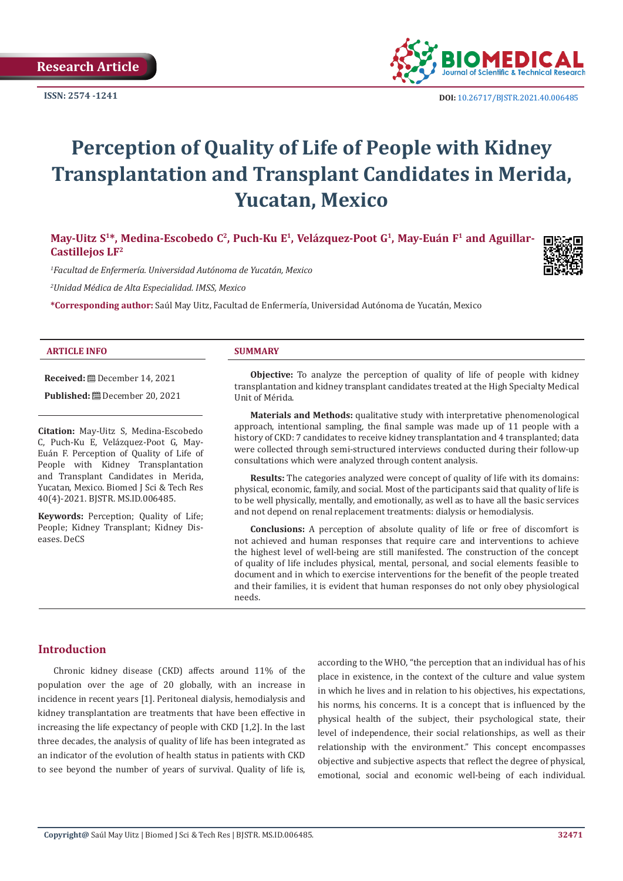Research Article

ISSN: 2574 -1241

DOI: 10.26717/BJSTR.2021.40.006485

# Perception of Quality of Life of People with Kidney Transplantation and Transplant Candidates in Merida, Yucatan, Mexico

**May-Uitz S[1]*, Medina-Escobedo C[2], Puch-Ku E[1], Velázquez-Poot G[1], May-Euán F[1] and Aguillar-Castillejos LF[2]**

*[1]Facultad de Enfermería. Universidad Autónoma de Yucatán, Mexico*

*[2]Unidad Médica de Alta Especialidad. IMSS, Mexico*

**\*Corresponding author:** Saúl May Uitz, Facultad de Enfermería, Universidad Autónoma de Yucatán, Mexico

### ARTICLE INFO

**Received:** December 14, 2021

**Published:** December 20, 2021

**Citation:** May-Uitz S, Medina-Escobedo C, Puch-Ku E, Velázquez-Poot G, May-Euán F. Perception of Quality of Life of People with Kidney Transplantation and Transplant Candidates in Merida, Yucatan, Mexico. Biomed J Sci & Tech Res 40(4)-2021. BJSTR. MS.ID.006485.

**Keywords:** Perception; Quality of Life; People; Kidney Transplant; Kidney Diseases. DeCS

### SUMMARY

**Objective:** To analyze the perception of quality of life of people with kidney transplantation and kidney transplant candidates treated at the High Specialty Medical Unit of Mérida.

**Materials and Methods:** qualitative study with interpretative phenomenological approach, intentional sampling, the final sample was made up of 11 people with a history of CKD: 7 candidates to receive kidney transplantation and 4 transplanted; data were collected through semi-structured interviews conducted during their follow-up consultations which were analyzed through content analysis.

**Results:** The categories analyzed were concept of quality of life with its domains: physical, economic, family, and social. Most of the participants said that quality of life is to be well physically, mentally, and emotionally, as well as to have all the basic services and not depend on renal replacement treatments: dialysis or hemodialysis.

**Conclusions:** A perception of absolute quality of life or free of discomfort is not achieved and human responses that require care and interventions to achieve the highest level of well-being are still manifested. The construction of the concept of quality of life includes physical, mental, personal, and social elements feasible to document and in which to exercise interventions for the benefit of the people treated and their families, it is evident that human responses do not only obey physiological needs.

## Introduction

Chronic kidney disease (CKD) affects around 11% of the population over the age of 20 globally, with an increase in incidence in recent years [1]. Peritoneal dialysis, hemodialysis and kidney transplantation are treatments that have been effective in increasing the life expectancy of people with CKD [1,2]. In the last three decades, the analysis of quality of life has been integrated as an indicator of the evolution of health status in patients with CKD to see beyond the number of years of survival. Quality of life is, according to the WHO, "the perception that an individual has of his place in existence, in the context of the culture and value system in which he lives and in relation to his objectives, his expectations, his norms, his concerns. It is a concept that is influenced by the physical health of the subject, their psychological state, their level of independence, their social relationships, as well as their relationship with the environment." This concept encompasses objective and subjective aspects that reflect the degree of physical, emotional, social and economic well-being of each individual.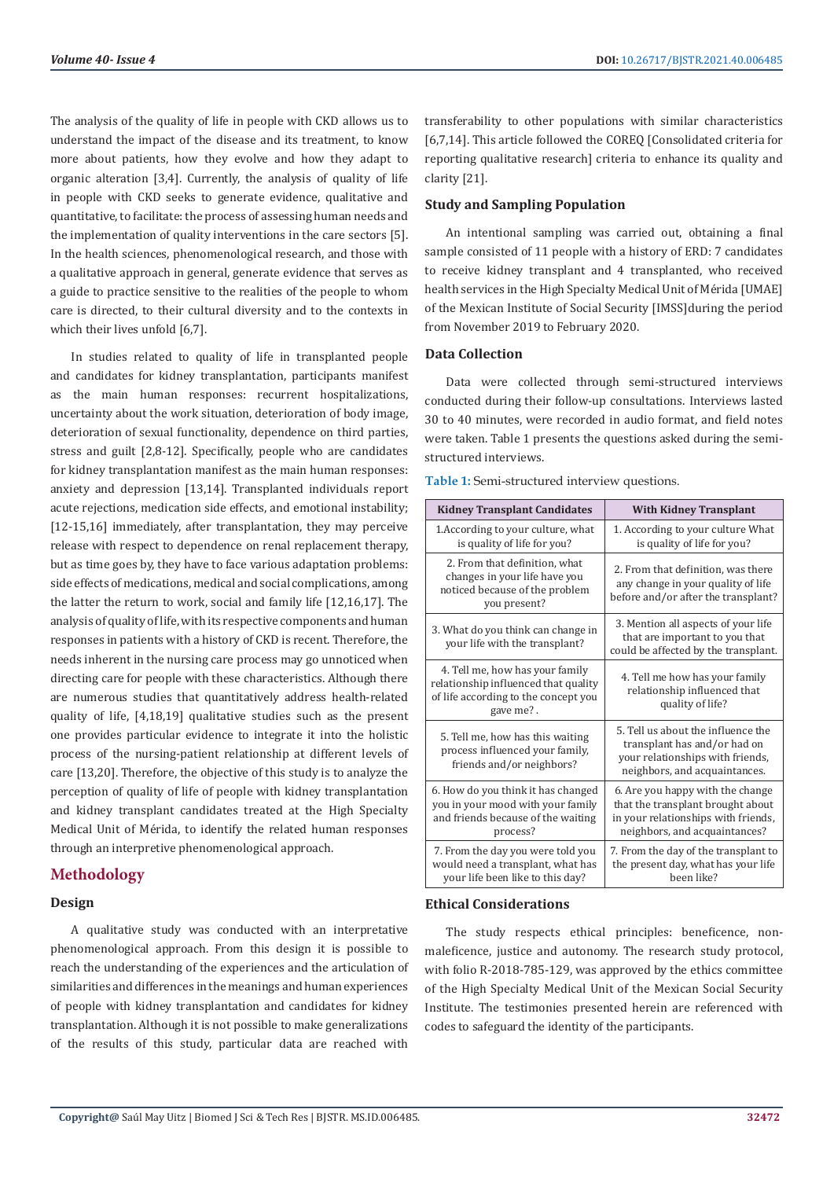The analysis of the quality of life in people with CKD allows us to understand the impact of the disease and its treatment, to know more about patients, how they evolve and how they adapt to organic alteration [3,4]. Currently, the analysis of quality of life in people with CKD seeks to generate evidence, qualitative and quantitative, to facilitate: the process of assessing human needs and the implementation of quality interventions in the care sectors [5]. In the health sciences, phenomenological research, and those with a qualitative approach in general, generate evidence that serves as a guide to practice sensitive to the realities of the people to whom care is directed, to their cultural diversity and to the contexts in which their lives unfold [6,7].

In studies related to quality of life in transplanted people and candidates for kidney transplantation, participants manifest as the main human responses: recurrent hospitalizations, uncertainty about the work situation, deterioration of body image, deterioration of sexual functionality, dependence on third parties, stress and guilt [2,8-12]. Specifically, people who are candidates for kidney transplantation manifest as the main human responses: anxiety and depression [13,14]. Transplanted individuals report acute rejections, medication side effects, and emotional instability; [12-15,16] immediately, after transplantation, they may perceive release with respect to dependence on renal replacement therapy, but as time goes by, they have to face various adaptation problems: side effects of medications, medical and social complications, among the latter the return to work, social and family life [12,16,17]. The analysis of quality of life, with its respective components and human responses in patients with a history of CKD is recent. Therefore, the needs inherent in the nursing care process may go unnoticed when directing care for people with these characteristics. Although there are numerous studies that quantitatively address health-related quality of life, [4,18,19] qualitative studies such as the present one provides particular evidence to integrate it into the holistic process of the nursing-patient relationship at different levels of care [13,20]. Therefore, the objective of this study is to analyze the perception of quality of life of people with kidney transplantation and kidney transplant candidates treated at the High Specialty Medical Unit of Mérida, to identify the related human responses through an interpretive phenomenological approach.

## Methodology

### Design

A qualitative study was conducted with an interpretative phenomenological approach. From this design it is possible to reach the understanding of the experiences and the articulation of similarities and differences in the meanings and human experiences of people with kidney transplantation and candidates for kidney transplantation. Although it is not possible to make generalizations of the results of this study, particular data are reached with transferability to other populations with similar characteristics [6,7,14]. This article followed the COREQ [Consolidated criteria for reporting qualitative research] criteria to enhance its quality and clarity [21].

### Study and Sampling Population

An intentional sampling was carried out, obtaining a final sample consisted of 11 people with a history of ERD: 7 candidates to receive kidney transplant and 4 transplanted, who received health services in the High Specialty Medical Unit of Mérida [UMAE] of the Mexican Institute of Social Security [IMSS]during the period from November 2019 to February 2020.

### Data Collection

Data were collected through semi-structured interviews conducted during their follow-up consultations. Interviews lasted 30 to 40 minutes, were recorded in audio format, and field notes were taken. Table 1 presents the questions asked during the semi-structured interviews.

**Table 1:** Semi-structured interview questions.

| Kidney Transplant Candidates | With Kidney Transplant |
|---|---|
| 1.According to your culture, what is quality of life for you? | 1. According to your culture What is quality of life for you? |
| 2. From that definition, what changes in your life have you noticed because of the problem you present? | 2. From that definition, was there any change in your quality of life before and/or after the transplant? |
| 3. What do you think can change in your life with the transplant? | 3. Mention all aspects of your life that are important to you that could be affected by the transplant. |
| 4. Tell me, how has your family relationship influenced that quality of life according to the concept you gave me? . | 4. Tell me how has your family relationship influenced that quality of life? |
| 5. Tell me, how has this waiting process influenced your family, friends and/or neighbors? | 5. Tell us about the influence the transplant has and/or had on your relationships with friends, neighbors, and acquaintances. |
| 6. How do you think it has changed you in your mood with your family and friends because of the waiting process? | 6. Are you happy with the change that the transplant brought about in your relationships with friends, neighbors, and acquaintances? |
| 7. From the day you were told you would need a transplant, what has your life been like to this day? | 7. From the day of the transplant to the present day, what has your life been like? |

### Ethical Considerations

The study respects ethical principles: beneficence, non-maleficence, justice and autonomy. The research study protocol, with folio R-2018-785-129, was approved by the ethics committee of the High Specialty Medical Unit of the Mexican Social Security Institute. The testimonies presented herein are referenced with codes to safeguard the identity of the participants.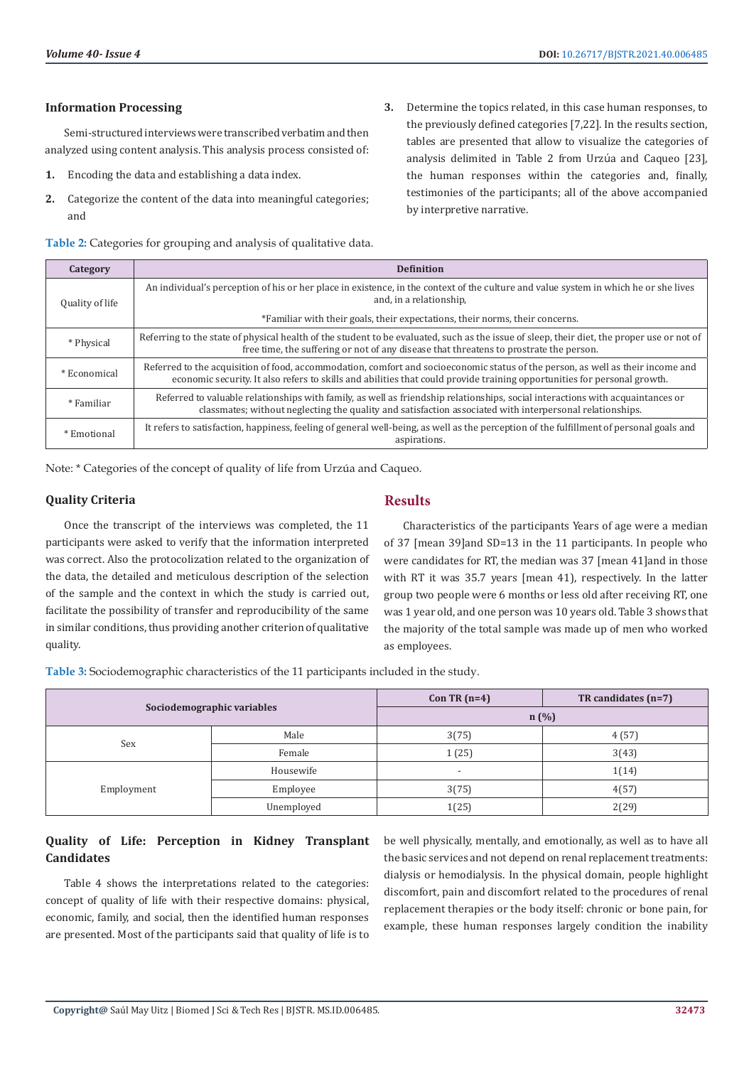### Information Processing

Semi-structured interviews were transcribed verbatim and then analyzed using content analysis. This analysis process consisted of:

1. Encoding the data and establishing a data index.
2. Categorize the content of the data into meaningful categories; and
3. Determine the topics related, in this case human responses, to the previously defined categories [7,22]. In the results section, tables are presented that allow to visualize the categories of analysis delimited in Table 2 from Urzúa and Caqueo [23], the human responses within the categories and, finally, testimonies of the participants; all of the above accompanied by interpretive narrative.

**Table 2:** Categories for grouping and analysis of qualitative data.

| Category | Definition |
|---|---|
| Quality of life | An individual's perception of his or her place in existence, in the context of the culture and value system in which he or she lives and, in a relationship, *Familiar with their goals, their expectations, their norms, their concerns. |
| * Physical | Referring to the state of physical health of the student to be evaluated, such as the issue of sleep, their diet, the proper use or not of free time, the suffering or not of any disease that threatens to prostrate the person. |
| * Economical | Referred to the acquisition of food, accommodation, comfort and socioeconomic status of the person, as well as their income and economic security. It also refers to skills and abilities that could provide training opportunities for personal growth. |
| * Familiar | Referred to valuable relationships with family, as well as friendship relationships, social interactions with acquaintances or classmates; without neglecting the quality and satisfaction associated with interpersonal relationships. |
| * Emotional | It refers to satisfaction, happiness, feeling of general well-being, as well as the perception of the fulfillment of personal goals and aspirations. |

Note: * Categories of the concept of quality of life from Urzúa and Caqueo.

### Quality Criteria

Once the transcript of the interviews was completed, the 11 participants were asked to verify that the information interpreted was correct. Also the protocolization related to the organization of the data, the detailed and meticulous description of the selection of the sample and the context in which the study is carried out, facilitate the possibility of transfer and reproducibility of the same in similar conditions, thus providing another criterion of qualitative quality.

## Results

Characteristics of the participants Years of age were a median of 37 [mean 39]and SD=13 in the 11 participants. In people who were candidates for RT, the median was 37 [mean 41]and in those with RT it was 35.7 years [mean 41), respectively. In the latter group two people were 6 months or less old after receiving RT, one was 1 year old, and one person was 10 years old. Table 3 shows that the majority of the total sample was made up of men who worked as employees.

**Table 3:** Sociodemographic characteristics of the 11 participants included in the study.

| Sociodemographic variables | | Con TR (n=4) | TR candidates (n=7) |
|---|---|---|---|
| | | n (%) | |
| Sex | Male | 3(75) | 4 (57) |
| | Female | 1 (25) | 3(43) |
| Employment | Housewife | - | 1(14) |
| | Employee | 3(75) | 4(57) |
| | Unemployed | 1(25) | 2(29) |

### Quality of Life: Perception in Kidney Transplant Candidates

Table 4 shows the interpretations related to the categories: concept of quality of life with their respective domains: physical, economic, family, and social, then the identified human responses are presented. Most of the participants said that quality of life is to be well physically, mentally, and emotionally, as well as to have all the basic services and not depend on renal replacement treatments: dialysis or hemodialysis. In the physical domain, people highlight discomfort, pain and discomfort related to the procedures of renal replacement therapies or the body itself: chronic or bone pain, for example, these human responses largely condition the inability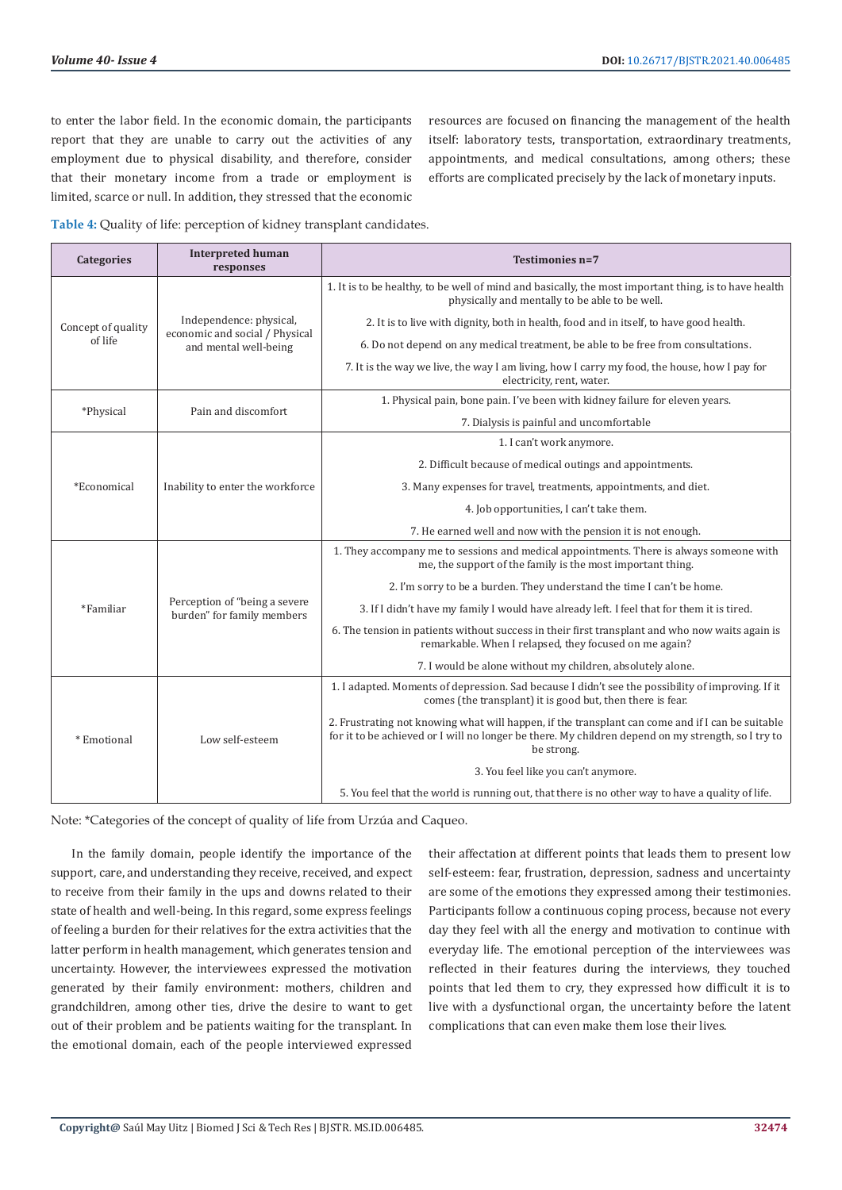to enter the labor field. In the economic domain, the participants report that they are unable to carry out the activities of any employment due to physical disability, and therefore, consider that their monetary income from a trade or employment is limited, scarce or null. In addition, they stressed that the economic resources are focused on financing the management of the health itself: laboratory tests, transportation, extraordinary treatments, appointments, and medical consultations, among others; these efforts are complicated precisely by the lack of monetary inputs.

**Table 4:** Quality of life: perception of kidney transplant candidates.

| Categories | Interpreted human responses | Testimonies n=7 |
|---|---|---|
| Concept of quality of life | Independence: physical, economic and social / Physical and mental well-being | 1. It is to be healthy, to be well of mind and basically, the most important thing, is to have health physically and mentally to be able to be well. |
| | | 2. It is to live with dignity, both in health, food and in itself, to have good health. |
| | | 6. Do not depend on any medical treatment, be able to be free from consultations. |
| | | 7. It is the way we live, the way I am living, how I carry my food, the house, how I pay for electricity, rent, water. |
| *Physical | Pain and discomfort | 1. Physical pain, bone pain. I've been with kidney failure for eleven years. |
| | | 7. Dialysis is painful and uncomfortable |
| *Economical | Inability to enter the workforce | 1. I can't work anymore. |
| | | 2. Difficult because of medical outings and appointments. |
| | | 3. Many expenses for travel, treatments, appointments, and diet. |
| | | 4. Job opportunities, I can't take them. |
| | | 7. He earned well and now with the pension it is not enough. |
| *Familiar | Perception of "being a severe burden" for family members | 1. They accompany me to sessions and medical appointments. There is always someone with me, the support of the family is the most important thing. |
| | | 2. I'm sorry to be a burden. They understand the time I can't be home. |
| | | 3. If I didn't have my family I would have already left. I feel that for them it is tired. |
| | | 6. The tension in patients without success in their first transplant and who now waits again is remarkable. When I relapsed, they focused on me again? |
| | | 7. I would be alone without my children, absolutely alone. |
| * Emotional | Low self-esteem | 1. I adapted. Moments of depression. Sad because I didn't see the possibility of improving. If it comes (the transplant) it is good but, then there is fear. |
| | | 2. Frustrating not knowing what will happen, if the transplant can come and if I can be suitable for it to be achieved or I will no longer be there. My children depend on my strength, so I try to be strong. |
| | | 3. You feel like you can't anymore. |
| | | 5. You feel that the world is running out, that there is no other way to have a quality of life. |

Note: *Categories of the concept of quality of life from Urzúa and Caqueo.

In the family domain, people identify the importance of the support, care, and understanding they receive, received, and expect to receive from their family in the ups and downs related to their state of health and well-being. In this regard, some express feelings of feeling a burden for their relatives for the extra activities that the latter perform in health management, which generates tension and uncertainty. However, the interviewees expressed the motivation generated by their family environment: mothers, children and grandchildren, among other ties, drive the desire to want to get out of their problem and be patients waiting for the transplant. In the emotional domain, each of the people interviewed expressed their affectation at different points that leads them to present low self-esteem: fear, frustration, depression, sadness and uncertainty are some of the emotions they expressed among their testimonies. Participants follow a continuous coping process, because not every day they feel with all the energy and motivation to continue with everyday life. The emotional perception of the interviewees was reflected in their features during the interviews, they touched points that led them to cry, they expressed how difficult it is to live with a dysfunctional organ, the uncertainty before the latent complications that can even make them lose their lives.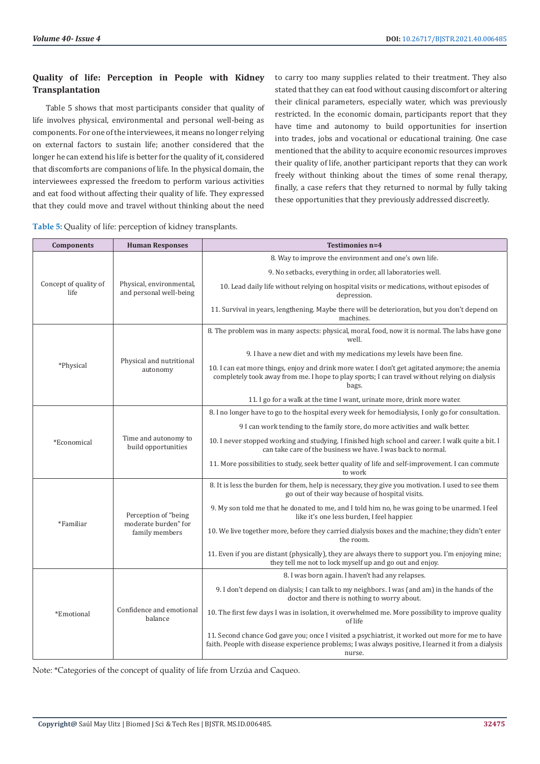### Quality of life: Perception in People with Kidney Transplantation

Table 5 shows that most participants consider that quality of life involves physical, environmental and personal well-being as components. For one of the interviewees, it means no longer relying on external factors to sustain life; another considered that the longer he can extend his life is better for the quality of it, considered that discomforts are companions of life. In the physical domain, the interviewees expressed the freedom to perform various activities and eat food without affecting their quality of life. They expressed that they could move and travel without thinking about the need to carry too many supplies related to their treatment. They also stated that they can eat food without causing discomfort or altering their clinical parameters, especially water, which was previously restricted. In the economic domain, participants report that they have time and autonomy to build opportunities for insertion into trades, jobs and vocational or educational training. One case mentioned that the ability to acquire economic resources improves their quality of life, another participant reports that they can work freely without thinking about the times of some renal therapy, finally, a case refers that they returned to normal by fully taking these opportunities that they previously addressed discreetly.

**Table 5:** Quality of life: perception of kidney transplants.

| Components | Human Responses | Testimonies n=4 |
|---|---|---|
| Concept of quality of life | Physical, environmental, and personal well-being | 8. Way to improve the environment and one's own life. |
| | | 9. No setbacks, everything in order, all laboratories well. |
| | | 10. Lead daily life without relying on hospital visits or medications, without episodes of depression. |
| | | 11. Survival in years, lengthening. Maybe there will be deterioration, but you don't depend on machines. |
| *Physical | Physical and nutritional autonomy | 8. The problem was in many aspects: physical, moral, food, now it is normal. The labs have gone well. |
| | | 9. I have a new diet and with my medications my levels have been fine. |
| | | 10. I can eat more things, enjoy and drink more water. I don't get agitated anymore; the anemia completely took away from me. I hope to play sports; I can travel without relying on dialysis bags. |
| | | 11. I go for a walk at the time I want, urinate more, drink more water. |
| *Economical | Time and autonomy to build opportunities | 8. I no longer have to go to the hospital every week for hemodialysis, I only go for consultation. |
| | | 9 I can work tending to the family store, do more activities and walk better. |
| | | 10. I never stopped working and studying, I finished high school and career. I walk quite a bit. I can take care of the business we have. I was back to normal. |
| | | 11. More possibilities to study, seek better quality of life and self-improvement. I can commute to work |
| *Familiar | Perception of "being moderate burden" for family members | 8. It is less the burden for them, help is necessary, they give you motivation. I used to see them go out of their way because of hospital visits. |
| | | 9. My son told me that he donated to me, and I told him no, he was going to be unarmed. I feel like it's one less burden, I feel happier. |
| | | 10. We live together more, before they carried dialysis boxes and the machine; they didn't enter the room. |
| | | 11. Even if you are distant (physically), they are always there to support you. I'm enjoying mine; they tell me not to lock myself up and go out and enjoy. |
| *Emotional | Confidence and emotional balance | 8. I was born again. I haven't had any relapses. |
| | | 9. I don't depend on dialysis; I can talk to my neighbors. I was (and am) in the hands of the doctor and there is nothing to worry about. |
| | | 10. The first few days I was in isolation, it overwhelmed me. More possibility to improve quality of life |
| | | 11. Second chance God gave you; once I visited a psychiatrist, it worked out more for me to have faith. People with disease experience problems; I was always positive, I learned it from a dialysis nurse. |

Note: *Categories of the concept of quality of life from Urzúa and Caqueo.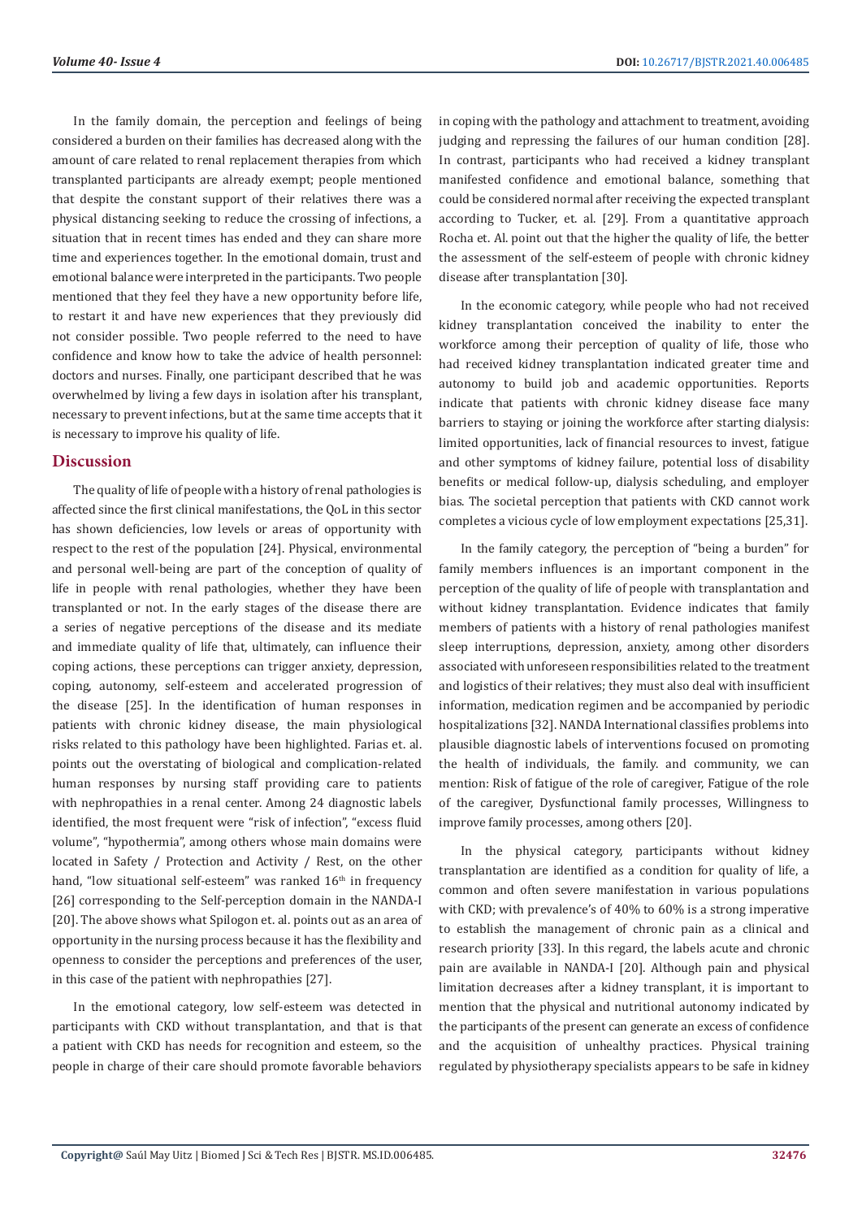In the family domain, the perception and feelings of being considered a burden on their families has decreased along with the amount of care related to renal replacement therapies from which transplanted participants are already exempt; people mentioned that despite the constant support of their relatives there was a physical distancing seeking to reduce the crossing of infections, a situation that in recent times has ended and they can share more time and experiences together. In the emotional domain, trust and emotional balance were interpreted in the participants. Two people mentioned that they feel they have a new opportunity before life, to restart it and have new experiences that they previously did not consider possible. Two people referred to the need to have confidence and know how to take the advice of health personnel: doctors and nurses. Finally, one participant described that he was overwhelmed by living a few days in isolation after his transplant, necessary to prevent infections, but at the same time accepts that it is necessary to improve his quality of life.

## Discussion

The quality of life of people with a history of renal pathologies is affected since the first clinical manifestations, the QoL in this sector has shown deficiencies, low levels or areas of opportunity with respect to the rest of the population [24]. Physical, environmental and personal well-being are part of the conception of quality of life in people with renal pathologies, whether they have been transplanted or not. In the early stages of the disease there are a series of negative perceptions of the disease and its mediate and immediate quality of life that, ultimately, can influence their coping actions, these perceptions can trigger anxiety, depression, coping, autonomy, self-esteem and accelerated progression of the disease [25]. In the identification of human responses in patients with chronic kidney disease, the main physiological risks related to this pathology have been highlighted. Farias et. al. points out the overstating of biological and complication-related human responses by nursing staff providing care to patients with nephropathies in a renal center. Among 24 diagnostic labels identified, the most frequent were "risk of infection", "excess fluid volume", "hypothermia", among others whose main domains were located in Safety / Protection and Activity / Rest, on the other hand, "low situational self-esteem" was ranked 16th in frequency [26] corresponding to the Self-perception domain in the NANDA-I [20]. The above shows what Spilogon et. al. points out as an area of opportunity in the nursing process because it has the flexibility and openness to consider the perceptions and preferences of the user, in this case of the patient with nephropathies [27].

In the emotional category, low self-esteem was detected in participants with CKD without transplantation, and that is that a patient with CKD has needs for recognition and esteem, so the people in charge of their care should promote favorable behaviors in coping with the pathology and attachment to treatment, avoiding judging and repressing the failures of our human condition [28]. In contrast, participants who had received a kidney transplant manifested confidence and emotional balance, something that could be considered normal after receiving the expected transplant according to Tucker, et. al. [29]. From a quantitative approach Rocha et. Al. point out that the higher the quality of life, the better the assessment of the self-esteem of people with chronic kidney disease after transplantation [30].

In the economic category, while people who had not received kidney transplantation conceived the inability to enter the workforce among their perception of quality of life, those who had received kidney transplantation indicated greater time and autonomy to build job and academic opportunities. Reports indicate that patients with chronic kidney disease face many barriers to staying or joining the workforce after starting dialysis: limited opportunities, lack of financial resources to invest, fatigue and other symptoms of kidney failure, potential loss of disability benefits or medical follow-up, dialysis scheduling, and employer bias. The societal perception that patients with CKD cannot work completes a vicious cycle of low employment expectations [25,31].

In the family category, the perception of "being a burden" for family members influences is an important component in the perception of the quality of life of people with transplantation and without kidney transplantation. Evidence indicates that family members of patients with a history of renal pathologies manifest sleep interruptions, depression, anxiety, among other disorders associated with unforeseen responsibilities related to the treatment and logistics of their relatives; they must also deal with insufficient information, medication regimen and be accompanied by periodic hospitalizations [32]. NANDA International classifies problems into plausible diagnostic labels of interventions focused on promoting the health of individuals, the family. and community, we can mention: Risk of fatigue of the role of caregiver, Fatigue of the role of the caregiver, Dysfunctional family processes, Willingness to improve family processes, among others [20].

In the physical category, participants without kidney transplantation are identified as a condition for quality of life, a common and often severe manifestation in various populations with CKD; with prevalence's of 40% to 60% is a strong imperative to establish the management of chronic pain as a clinical and research priority [33]. In this regard, the labels acute and chronic pain are available in NANDA-I [20]. Although pain and physical limitation decreases after a kidney transplant, it is important to mention that the physical and nutritional autonomy indicated by the participants of the present can generate an excess of confidence and the acquisition of unhealthy practices. Physical training regulated by physiotherapy specialists appears to be safe in kidney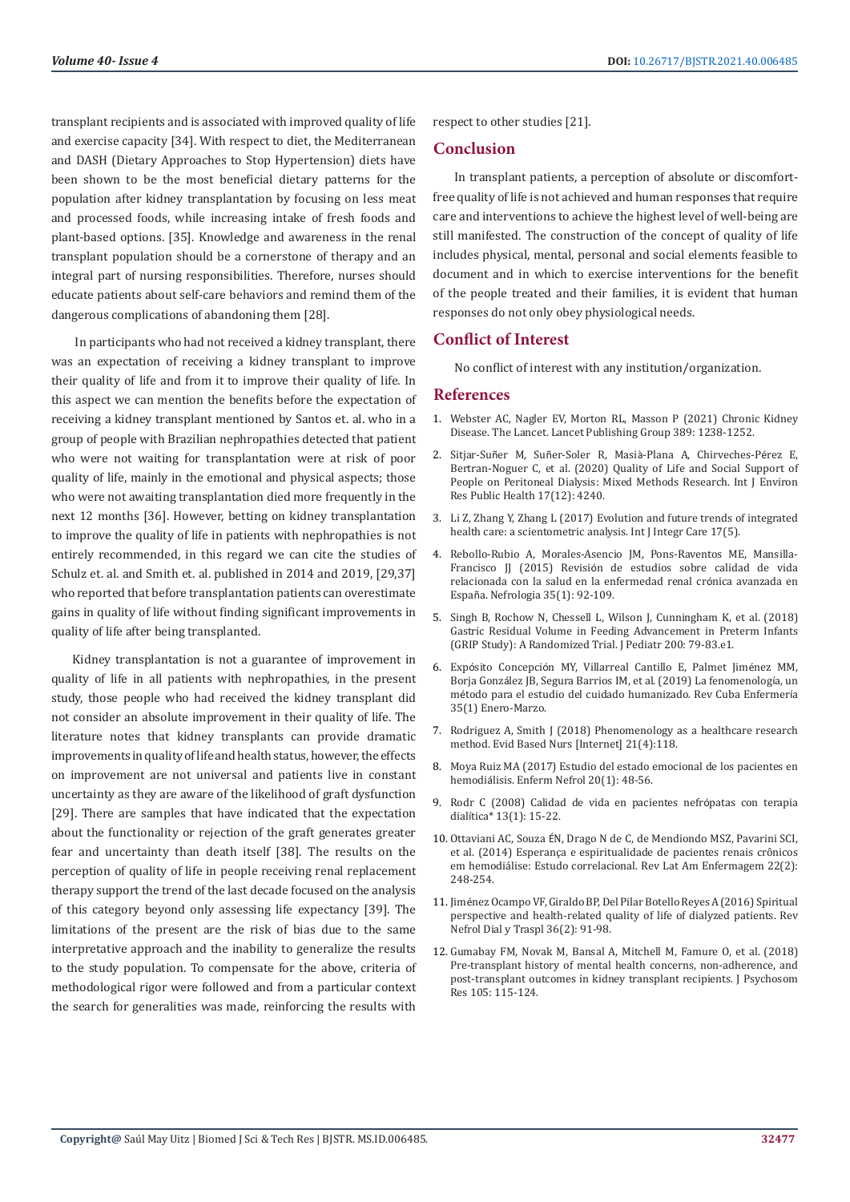transplant recipients and is associated with improved quality of life and exercise capacity [34]. With respect to diet, the Mediterranean and DASH (Dietary Approaches to Stop Hypertension) diets have been shown to be the most beneficial dietary patterns for the population after kidney transplantation by focusing on less meat and processed foods, while increasing intake of fresh foods and plant-based options. [35]. Knowledge and awareness in the renal transplant population should be a cornerstone of therapy and an integral part of nursing responsibilities. Therefore, nurses should educate patients about self-care behaviors and remind them of the dangerous complications of abandoning them [28].

In participants who had not received a kidney transplant, there was an expectation of receiving a kidney transplant to improve their quality of life and from it to improve their quality of life. In this aspect we can mention the benefits before the expectation of receiving a kidney transplant mentioned by Santos et. al. who in a group of people with Brazilian nephropathies detected that patient who were not waiting for transplantation were at risk of poor quality of life, mainly in the emotional and physical aspects; those who were not awaiting transplantation died more frequently in the next 12 months [36]. However, betting on kidney transplantation to improve the quality of life in patients with nephropathies is not entirely recommended, in this regard we can cite the studies of Schulz et. al. and Smith et. al. published in 2014 and 2019, [29,37] who reported that before transplantation patients can overestimate gains in quality of life without finding significant improvements in quality of life after being transplanted.

Kidney transplantation is not a guarantee of improvement in quality of life in all patients with nephropathies, in the present study, those people who had received the kidney transplant did not consider an absolute improvement in their quality of life. The literature notes that kidney transplants can provide dramatic improvements in quality of life and health status, however, the effects on improvement are not universal and patients live in constant uncertainty as they are aware of the likelihood of graft dysfunction [29]. There are samples that have indicated that the expectation about the functionality or rejection of the graft generates greater fear and uncertainty than death itself [38]. The results on the perception of quality of life in people receiving renal replacement therapy support the trend of the last decade focused on the analysis of this category beyond only assessing life expectancy [39]. The limitations of the present are the risk of bias due to the same interpretative approach and the inability to generalize the results to the study population. To compensate for the above, criteria of methodological rigor were followed and from a particular context the search for generalities was made, reinforcing the results with respect to other studies [21].

## Conclusion

In transplant patients, a perception of absolute or discomfort-free quality of life is not achieved and human responses that require care and interventions to achieve the highest level of well-being are still manifested. The construction of the concept of quality of life includes physical, mental, personal and social elements feasible to document and in which to exercise interventions for the benefit of the people treated and their families, it is evident that human responses do not only obey physiological needs.

## Conflict of Interest

No conflict of interest with any institution/organization.

## References

1. Webster AC, Nagler EV, Morton RL, Masson P (2021) Chronic Kidney Disease. The Lancet. Lancet Publishing Group 389: 1238-1252.
2. Sitjar-Suñer M, Suñer-Soler R, Masià-Plana A, Chirveches-Pérez E, Bertran-Noguer C, et al. (2020) Quality of Life and Social Support of People on Peritoneal Dialysis: Mixed Methods Research. Int J Environ Res Public Health 17(12): 4240.
3. Li Z, Zhang Y, Zhang L (2017) Evolution and future trends of integrated health care: a scientometric analysis. Int J Integr Care 17(5).
4. Rebollo-Rubio A, Morales-Asencio JM, Pons-Raventos ME, Mansilla-Francisco JJ (2015) Revisión de estudios sobre calidad de vida relacionada con la salud en la enfermedad renal crónica avanzada en España. Nefrologia 35(1): 92-109.
5. Singh B, Rochow N, Chessell L, Wilson J, Cunningham K, et al. (2018) Gastric Residual Volume in Feeding Advancement in Preterm Infants (GRIP Study): A Randomized Trial. J Pediatr 200: 79-83.e1.
6. Expósito Concepción MY, Villarreal Cantillo E, Palmet Jiménez MM, Borja González JB, Segura Barrios IM, et al. (2019) La fenomenología, un método para el estudio del cuidado humanizado. Rev Cuba Enfermería 35(1) Enero-Marzo.
7. Rodriguez A, Smith J (2018) Phenomenology as a healthcare research method. Evid Based Nurs [Internet] 21(4):118.
8. Moya Ruiz MA (2017) Estudio del estado emocional de los pacientes en hemodiálisis. Enferm Nefrol 20(1): 48-56.
9. Rodr C (2008) Calidad de vida en pacientes nefrópatas con terapia dialítica* 13(1): 15-22.
10. Ottaviani AC, Souza ÉN, Drago N de C, de Mendiondo MSZ, Pavarini SCI, et al. (2014) Esperança e espiritualidade de pacientes renais crônicos em hemodiálise: Estudo correlacional. Rev Lat Am Enfermagem 22(2): 248-254.
11. Jiménez Ocampo VF, Giraldo BP, Del Pilar Botello Reyes A (2016) Spiritual perspective and health-related quality of life of dialyzed patients. Rev Nefrol Dial y Traspl 36(2): 91-98.
12. Gumabay FM, Novak M, Bansal A, Mitchell M, Famure O, et al. (2018) Pre-transplant history of mental health concerns, non-adherence, and post-transplant outcomes in kidney transplant recipients. J Psychosom Res 105: 115-124.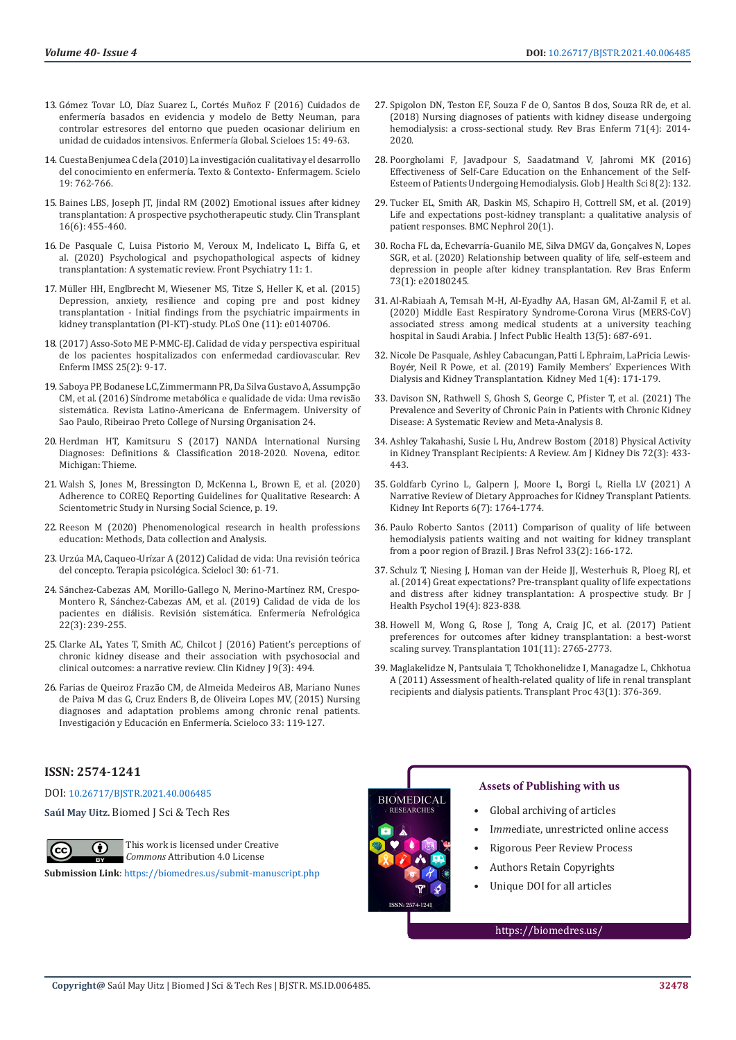13. Gómez Tovar LO, Díaz Suarez L, Cortés Muñoz F (2016) Cuidados de enfermería basados en evidencia y modelo de Betty Neuman, para controlar estresores del entorno que pueden ocasionar delirium en unidad de cuidados intensivos. Enfermería Global. Scieloes 15: 49-63.
14. Cuesta Benjumea C de la (2010) La investigación cualitativa y el desarrollo del conocimiento en enfermería. Texto & Contexto- Enfermagem. Scielo 19: 762-766.
15. Baines LBS, Joseph JT, Jindal RM (2002) Emotional issues after kidney transplantation: A prospective psychotherapeutic study. Clin Transplant 16(6): 455-460.
16. De Pasquale C, Luisa Pistorio M, Veroux M, Indelicato L, Biffa G, et al. (2020) Psychological and psychopathological aspects of kidney transplantation: A systematic review. Front Psychiatry 11: 1.
17. Müller HH, Englbrecht M, Wiesener MS, Titze S, Heller K, et al. (2015) Depression, anxiety, resilience and coping pre and post kidney transplantation - Initial findings from the psychiatric impairments in kidney transplantation (PI-KT)-study. PLoS One (11): e0140706.
18. (2017) Asso-Soto ME P-MMC-EJ. Calidad de vida y perspectiva espiritual de los pacientes hospitalizados con enfermedad cardiovascular. Rev Enferm IMSS 25(2): 9-17.
19. Saboya PP, Bodanese LC, Zimmermann PR, Da Silva Gustavo A, Assumpção CM, et al. (2016) Síndrome metabólica e qualidade de vida: Uma revisão sistemática. Revista Latino-Americana de Enfermagem. University of Sao Paulo, Ribeirao Preto College of Nursing Organisation 24.
20. Herdman HT, Kamitsuru S (2017) NANDA International Nursing Diagnoses: Definitions & Classification 2018-2020. Novena, editor. Michigan: Thieme.
21. Walsh S, Jones M, Bressington D, McKenna L, Brown E, et al. (2020) Adherence to COREQ Reporting Guidelines for Qualitative Research: A Scientometric Study in Nursing Social Science, p. 19.
22. Reeson M (2020) Phenomenological research in health professions education: Methods, Data collection and Analysis.
23. Urzúa MA, Caqueo-Urízar A (2012) Calidad de vida: Una revisión teórica del concepto. Terapia psicológica. Scielocl 30: 61-71.
24. Sánchez-Cabezas AM, Morillo-Gallego N, Merino-Martínez RM, Crespo-Montero R, Sánchez-Cabezas AM, et al. (2019) Calidad de vida de los pacientes en diálisis. Revisión sistemática. Enfermería Nefrológica 22(3): 239-255.
25. Clarke AL, Yates T, Smith AC, Chilcot J (2016) Patient's perceptions of chronic kidney disease and their association with psychosocial and clinical outcomes: a narrative review. Clin Kidney J 9(3): 494.
26. Farias de Queiroz Frazão CM, de Almeida Medeiros AB, Mariano Nunes de Paiva M das G, Cruz Enders B, de Oliveira Lopes MV, (2015) Nursing diagnoses and adaptation problems among chronic renal patients. Investigación y Educación en Enfermería. Scieloco 33: 119-127.
27. Spigolon DN, Teston EF, Souza F de O, Santos B dos, Souza RR de, et al. (2018) Nursing diagnoses of patients with kidney disease undergoing hemodialysis: a cross-sectional study. Rev Bras Enferm 71(4): 2014-2020.
28. Poorgholami F, Javadpour S, Saadatmand V, Jahromi MK (2016) Effectiveness of Self-Care Education on the Enhancement of the Self-Esteem of Patients Undergoing Hemodialysis. Glob J Health Sci 8(2): 132.
29. Tucker EL, Smith AR, Daskin MS, Schapiro H, Cottrell SM, et al. (2019) Life and expectations post-kidney transplant: a qualitative analysis of patient responses. BMC Nephrol 20(1).
30. Rocha FL da, Echevarría-Guanilo ME, Silva DMGV da, Gonçalves N, Lopes SGR, et al. (2020) Relationship between quality of life, self-esteem and depression in people after kidney transplantation. Rev Bras Enferm 73(1): e20180245.
31. Al-Rabiaah A, Temsah M-H, Al-Eyadhy AA, Hasan GM, Al-Zamil F, et al. (2020) Middle East Respiratory Syndrome-Corona Virus (MERS-CoV) associated stress among medical students at a university teaching hospital in Saudi Arabia. J Infect Public Health 13(5): 687-691.
32. Nicole De Pasquale, Ashley Cabacungan, Patti L Ephraim, LaPricia Lewis-Boyér, Neil R Powe, et al. (2019) Family Members' Experiences With Dialysis and Kidney Transplantation. Kidney Med 1(4): 171-179.
33. Davison SN, Rathwell S, Ghosh S, George C, Pfister T, et al. (2021) The Prevalence and Severity of Chronic Pain in Patients with Chronic Kidney Disease: A Systematic Review and Meta-Analysis 8.
34. Ashley Takahashi, Susie L Hu, Andrew Bostom (2018) Physical Activity in Kidney Transplant Recipients: A Review. Am J Kidney Dis 72(3): 433-443.
35. Goldfarb Cyrino L, Galpern J, Moore L, Borgi L, Riella LV (2021) A Narrative Review of Dietary Approaches for Kidney Transplant Patients. Kidney Int Reports 6(7): 1764-1774.
36. Paulo Roberto Santos (2011) Comparison of quality of life between hemodialysis patients waiting and not waiting for kidney transplant from a poor region of Brazil. J Bras Nefrol 33(2): 166-172.
37. Schulz T, Niesing J, Homan van der Heide JJ, Westerhuis R, Ploeg RJ, et al. (2014) Great expectations? Pre-transplant quality of life expectations and distress after kidney transplantation: A prospective study. Br J Health Psychol 19(4): 823-838.
38. Howell M, Wong G, Rose J, Tong A, Craig JC, et al. (2017) Patient preferences for outcomes after kidney transplantation: a best-worst scaling survey. Transplantation 101(11): 2765-2773.
39. Maglakelidze N, Pantsulaia T, Tchokhonelidze I, Managadze L, Chkhotua A (2011) Assessment of health-related quality of life in renal transplant recipients and dialysis patients. Transplant Proc 43(1): 376-369.

**ISSN: 2574-1241**

DOI: 10.26717/BJSTR.2021.40.006485

**Saúl May Uitz.** Biomed J Sci & Tech Res

This work is licensed under Creative *Commons* Attribution 4.0 License

**Submission Link**: https://biomedres.us/submit-manuscript.php

**Assets of Publishing with us**

- Global archiving of articles
- Immediate, unrestricted online access
- Rigorous Peer Review Process
- Authors Retain Copyrights
- Unique DOI for all articles

https://biomedres.us/